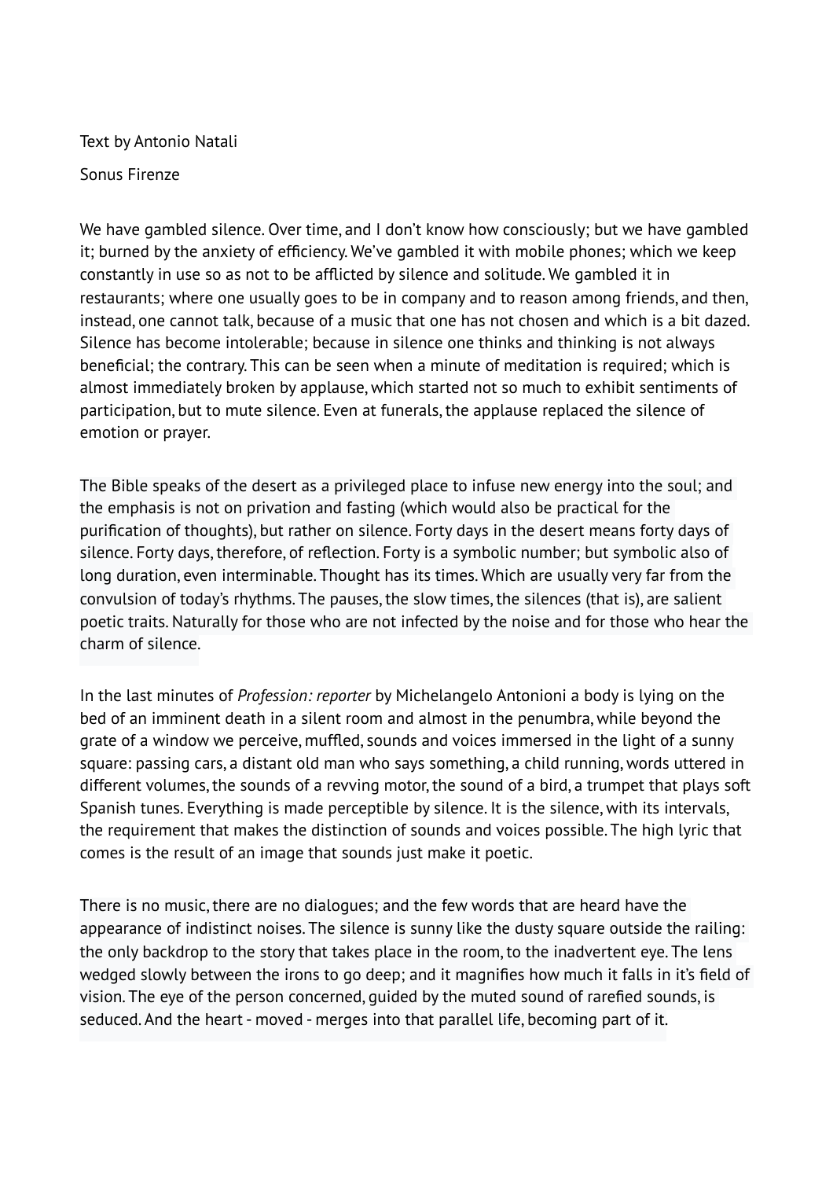Text by Antonio Natali

Sonus Firenze

We have gambled silence. Over time, and I don't know how consciously; but we have gambled it; burned by the anxiety of efficiency. We've gambled it with mobile phones; which we keep constantly in use so as not to be afflicted by silence and solitude. We gambled it in restaurants; where one usually goes to be in company and to reason among friends, and then, instead, one cannot talk, because of a music that one has not chosen and which is a bit dazed. Silence has become intolerable; because in silence one thinks and thinking is not always beneficial; the contrary. This can be seen when a minute of meditation is required; which is almost immediately broken by applause, which started not so much to exhibit sentiments of participation, but to mute silence. Even at funerals, the applause replaced the silence of emotion or prayer.

The Bible speaks of the desert as a privileged place to infuse new energy into the soul; and the emphasis is not on privation and fasting (which would also be practical for the purification of thoughts), but rather on silence. Forty days in the desert means forty days of silence. Forty days, therefore, of reflection. Forty is a symbolic number; but symbolic also of long duration, even interminable. Thought has its times. Which are usually very far from the convulsion of today's rhythms. The pauses, the slow times, the silences (that is), are salient poetic traits. Naturally for those who are not infected by the noise and for those who hear the charm of silence.

In the last minutes of *Profession: reporter* by Michelangelo Antonioni a body is lying on the bed of an imminent death in a silent room and almost in the penumbra, while beyond the grate of a window we perceive, muffled, sounds and voices immersed in the light of a sunny square: passing cars, a distant old man who says something, a child running, words uttered in different volumes, the sounds of a revving motor, the sound of a bird, a trumpet that plays soft Spanish tunes. Everything is made perceptible by silence. It is the silence, with its intervals, the requirement that makes the distinction of sounds and voices possible. The high lyric that comes is the result of an image that sounds just make it poetic.

There is no music, there are no dialogues; and the few words that are heard have the appearance of indistinct noises. The silence is sunny like the dusty square outside the railing: the only backdrop to the story that takes place in the room, to the inadvertent eye. The lens wedged slowly between the irons to go deep; and it magnifies how much it falls in it's field of vision. The eye of the person concerned, guided by the muted sound of rarefied sounds, is seduced. And the heart - moved - merges into that parallel life, becoming part of it.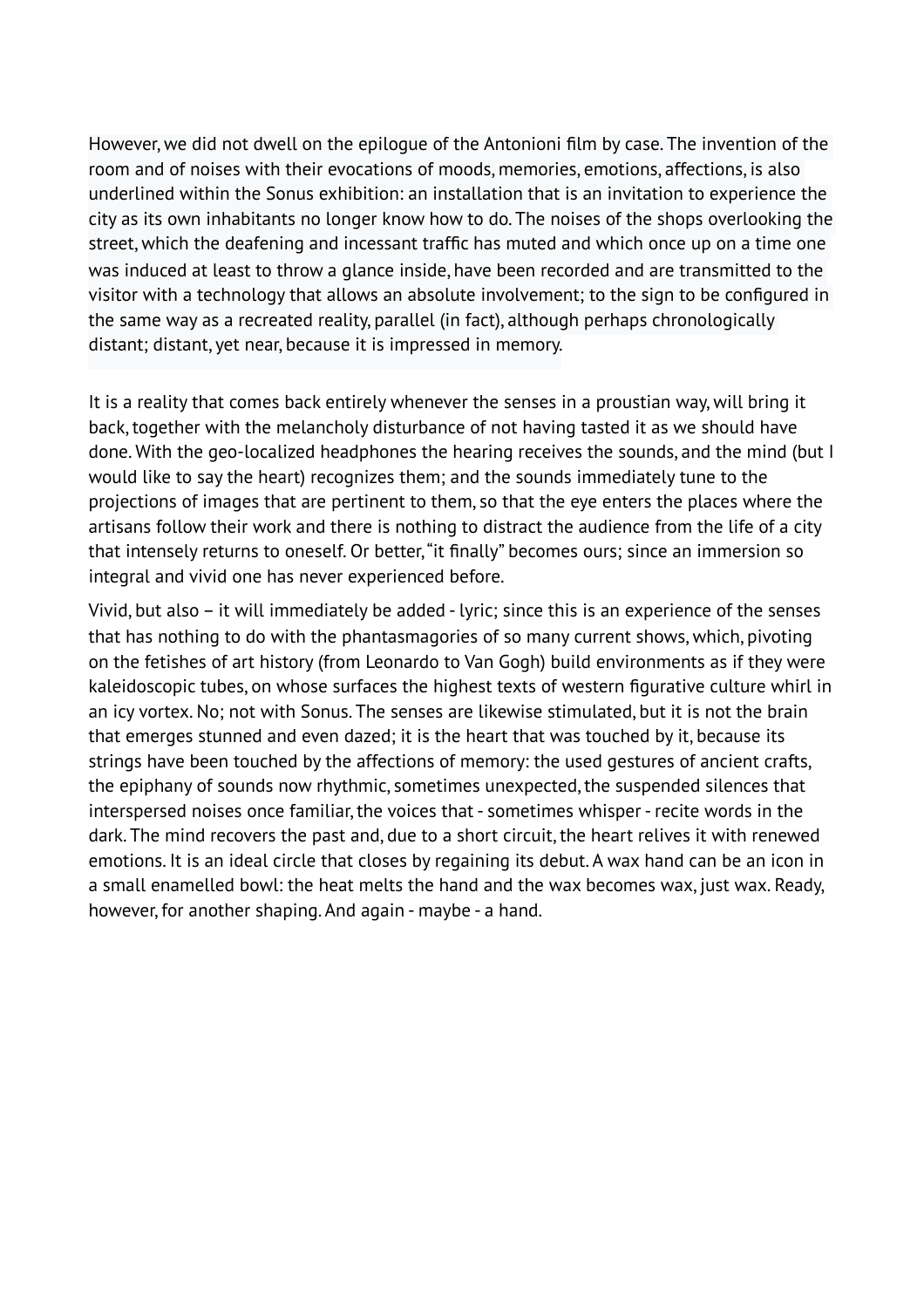However, we did not dwell on the epilogue of the Antonioni film by case. The invention of the room and of noises with their evocations of moods, memories, emotions, affections, is also underlined within the Sonus exhibition: an installation that is an invitation to experience the city as its own inhabitants no longer know how to do. The noises of the shops overlooking the street, which the deafening and incessant traffic has muted and which once up on a time one was induced at least to throw a glance inside, have been recorded and are transmitted to the visitor with a technology that allows an absolute involvement; to the sign to be configured in the same way as a recreated reality, parallel (in fact), although perhaps chronologically distant; distant, yet near, because it is impressed in memory.

It is a reality that comes back entirely whenever the senses in a proustian way, will bring it back, together with the melancholy disturbance of not having tasted it as we should have done. With the geo-localized headphones the hearing receives the sounds, and the mind (but I would like to say the heart) recognizes them; and the sounds immediately tune to the projections of images that are pertinent to them, so that the eye enters the places where the artisans follow their work and there is nothing to distract the audience from the life of a city that intensely returns to oneself. Or better, "it finally" becomes ours; since an immersion so integral and vivid one has never experienced before.

Vivid, but also – it will immediately be added - lyric; since this is an experience of the senses that has nothing to do with the phantasmagories of so many current shows, which, pivoting on the fetishes of art history (from Leonardo to Van Gogh) build environments as if they were kaleidoscopic tubes, on whose surfaces the highest texts of western figurative culture whirl in an icy vortex. No; not with Sonus. The senses are likewise stimulated, but it is not the brain that emerges stunned and even dazed; it is the heart that was touched by it, because its strings have been touched by the affections of memory: the used gestures of ancient crafts, the epiphany of sounds now rhythmic, sometimes unexpected, the suspended silences that interspersed noises once familiar, the voices that - sometimes whisper - recite words in the dark. The mind recovers the past and, due to a short circuit, the heart relives it with renewed emotions. It is an ideal circle that closes by regaining its debut. A wax hand can be an icon in a small enamelled bowl: the heat melts the hand and the wax becomes wax, just wax. Ready, however, for another shaping. And again - maybe - a hand.